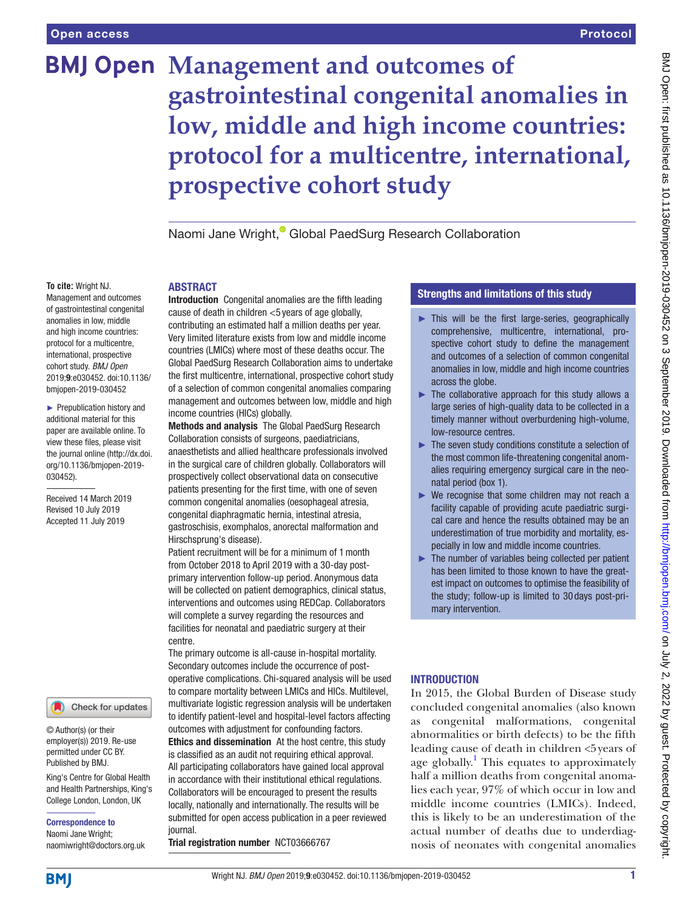Open access

Protocol

# Management and outcomes of gastrointestinal congenital anomalies in low, middle and high income countries: protocol for a multicentre, international, prospective cohort study

Naomi Jane Wright, Global PaedSurg Research Collaboration

**To cite:** Wright NJ. Management and outcomes of gastrointestinal congenital anomalies in low, middle and high income countries: protocol for a multicentre, international, prospective cohort study. *BMJ Open* 2019;**9**:e030452. doi:10.1136/bmjopen-2019-030452

► Prepublication history and additional material for this paper are available online. To view these files, please visit the journal online (http://dx.doi.org/10.1136/bmjopen-2019-030452).

Received 14 March 2019
Revised 10 July 2019
Accepted 11 July 2019

© Author(s) (or their employer(s)) 2019. Re-use permitted under CC BY. Published by BMJ.

King's Centre for Global Health and Health Partnerships, King's College London, London, UK

**Correspondence to**
Naomi Jane Wright;
naomiwright@doctors.org.uk

## ABSTRACT

**Introduction** Congenital anomalies are the fifth leading cause of death in children <5 years of age globally, contributing an estimated half a million deaths per year. Very limited literature exists from low and middle income countries (LMICs) where most of these deaths occur. The Global PaedSurg Research Collaboration aims to undertake the first multicentre, international, prospective cohort study of a selection of common congenital anomalies comparing management and outcomes between low, middle and high income countries (HICs) globally.

**Methods and analysis** The Global PaedSurg Research Collaboration consists of surgeons, paediatricians, anaesthetists and allied healthcare professionals involved in the surgical care of children globally. Collaborators will prospectively collect observational data on consecutive patients presenting for the first time, with one of seven common congenital anomalies (oesophageal atresia, congenital diaphragmatic hernia, intestinal atresia, gastroschisis, exomphalos, anorectal malformation and Hirschsprung's disease).

Patient recruitment will be for a minimum of 1 month from October 2018 to April 2019 with a 30-day post-primary intervention follow-up period. Anonymous data will be collected on patient demographics, clinical status, interventions and outcomes using REDCap. Collaborators will complete a survey regarding the resources and facilities for neonatal and paediatric surgery at their centre.

The primary outcome is all-cause in-hospital mortality. Secondary outcomes include the occurrence of postoperative complications. Chi-squared analysis will be used to compare mortality between LMICs and HICs. Multilevel, multivariate logistic regression analysis will be undertaken to identify patient-level and hospital-level factors affecting outcomes with adjustment for confounding factors.

**Ethics and dissemination** At the host centre, this study is classified as an audit not requiring ethical approval. All participating collaborators have gained local approval in accordance with their institutional ethical regulations. Collaborators will be encouraged to present the results locally, nationally and internationally. The results will be submitted for open access publication in a peer reviewed journal.

**Trial registration number** NCT03666767

### Strengths and limitations of this study

- ► This will be the first large-series, geographically comprehensive, multicentre, international, prospective cohort study to define the management and outcomes of a selection of common congenital anomalies in low, middle and high income countries across the globe.
- ► The collaborative approach for this study allows a large series of high-quality data to be collected in a timely manner without overburdening high-volume, low-resource centres.
- ► The seven study conditions constitute a selection of the most common life-threatening congenital anomalies requiring emergency surgical care in the neonatal period (box 1).
- ► We recognise that some children may not reach a facility capable of providing acute paediatric surgical care and hence the results obtained may be an underestimation of true morbidity and mortality, especially in low and middle income countries.
- ► The number of variables being collected per patient has been limited to those known to have the greatest impact on outcomes to optimise the feasibility of the study; follow-up is limited to 30 days post-primary intervention.

## INTRODUCTION

In 2015, the Global Burden of Disease study concluded congenital anomalies (also known as congenital malformations, congenital abnormalities or birth defects) to be the fifth leading cause of death in children <5 years of age globally.[1] This equates to approximately half a million deaths from congenital anomalies each year, 97% of which occur in low and middle income countries (LMICs). Indeed, this is likely to be an underestimation of the actual number of deaths due to underdiagnosis of neonates with congenital anomalies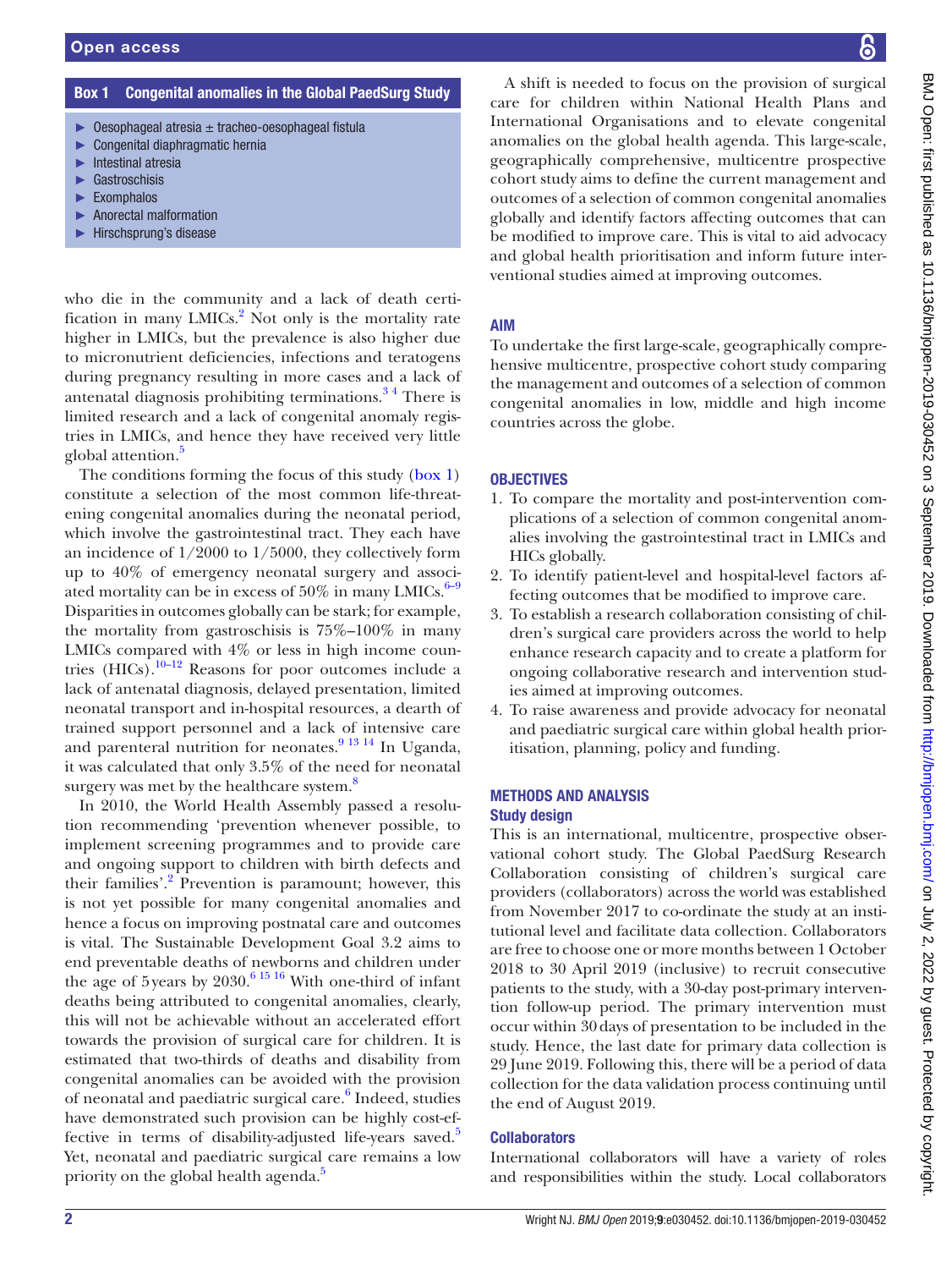**Box 1 Congenital anomalies in the Global PaedSurg Study**

- Oesophageal atresia ± tracheo-oesophageal fistula
- Congenital diaphragmatic hernia
- Intestinal atresia
- Gastroschisis
- Exomphalos
- Anorectal malformation
- Hirschsprung's disease

who die in the community and a lack of death certification in many LMICs.[2] Not only is the mortality rate higher in LMICs, but the prevalence is also higher due to micronutrient deficiencies, infections and teratogens during pregnancy resulting in more cases and a lack of antenatal diagnosis prohibiting terminations.[3 4] There is limited research and a lack of congenital anomaly registries in LMICs, and hence they have received very little global attention.[5]

The conditions forming the focus of this study (box 1) constitute a selection of the most common life-threatening congenital anomalies during the neonatal period, which involve the gastrointestinal tract. They each have an incidence of 1/2000 to 1/5000, they collectively form up to 40% of emergency neonatal surgery and associated mortality can be in excess of 50% in many LMICs.[6–9] Disparities in outcomes globally can be stark; for example, the mortality from gastroschisis is 75%–100% in many LMICs compared with 4% or less in high income countries (HICs).[10–12] Reasons for poor outcomes include a lack of antenatal diagnosis, delayed presentation, limited neonatal transport and in-hospital resources, a dearth of trained support personnel and a lack of intensive care and parenteral nutrition for neonates.[9 13 14] In Uganda, it was calculated that only 3.5% of the need for neonatal surgery was met by the healthcare system.[8]

In 2010, the World Health Assembly passed a resolution recommending 'prevention whenever possible, to implement screening programmes and to provide care and ongoing support to children with birth defects and their families'.[2] Prevention is paramount; however, this is not yet possible for many congenital anomalies and hence a focus on improving postnatal care and outcomes is vital. The Sustainable Development Goal 3.2 aims to end preventable deaths of newborns and children under the age of 5 years by 2030.[6 15 16] With one-third of infant deaths being attributed to congenital anomalies, clearly, this will not be achievable without an accelerated effort towards the provision of surgical care for children. It is estimated that two-thirds of deaths and disability from congenital anomalies can be avoided with the provision of neonatal and paediatric surgical care.[6] Indeed, studies have demonstrated such provision can be highly cost-effective in terms of disability-adjusted life-years saved.[5] Yet, neonatal and paediatric surgical care remains a low priority on the global health agenda.[5]

A shift is needed to focus on the provision of surgical care for children within National Health Plans and International Organisations and to elevate congenital anomalies on the global health agenda. This large-scale, geographically comprehensive, multicentre prospective cohort study aims to define the current management and outcomes of a selection of common congenital anomalies globally and identify factors affecting outcomes that can be modified to improve care. This is vital to aid advocacy and global health prioritisation and inform future interventional studies aimed at improving outcomes.

## AIM

To undertake the first large-scale, geographically comprehensive multicentre, prospective cohort study comparing the management and outcomes of a selection of common congenital anomalies in low, middle and high income countries across the globe.

## OBJECTIVES

1. To compare the mortality and post-intervention complications of a selection of common congenital anomalies involving the gastrointestinal tract in LMICs and HICs globally.
2. To identify patient-level and hospital-level factors affecting outcomes that be modified to improve care.
3. To establish a research collaboration consisting of children's surgical care providers across the world to help enhance research capacity and to create a platform for ongoing collaborative research and intervention studies aimed at improving outcomes.
4. To raise awareness and provide advocacy for neonatal and paediatric surgical care within global health prioritisation, planning, policy and funding.

## METHODS AND ANALYSIS

### Study design

This is an international, multicentre, prospective observational cohort study. The Global PaedSurg Research Collaboration consisting of children's surgical care providers (collaborators) across the world was established from November 2017 to co-ordinate the study at an institutional level and facilitate data collection. Collaborators are free to choose one or more months between 1 October 2018 to 30 April 2019 (inclusive) to recruit consecutive patients to the study, with a 30-day post-primary intervention follow-up period. The primary intervention must occur within 30 days of presentation to be included in the study. Hence, the last date for primary data collection is 29 June 2019. Following this, there will be a period of data collection for the data validation process continuing until the end of August 2019.

### Collaborators

International collaborators will have a variety of roles and responsibilities within the study. Local collaborators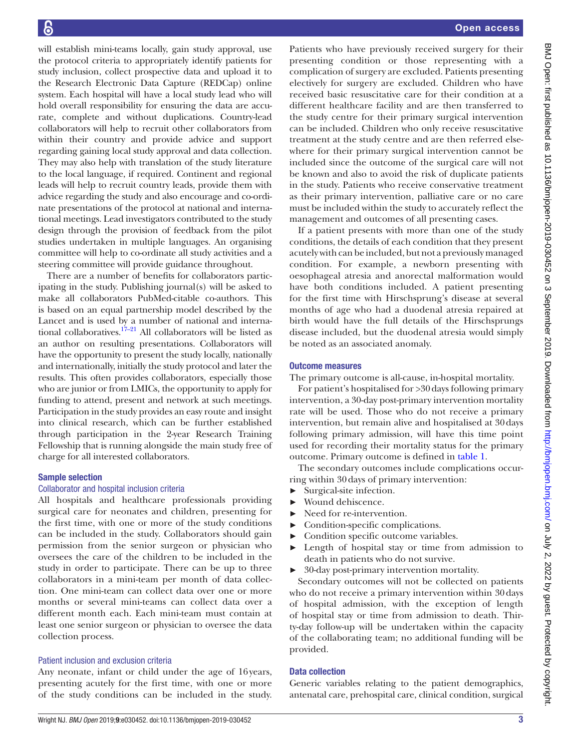will establish mini-teams locally, gain study approval, use the protocol criteria to appropriately identify patients for study inclusion, collect prospective data and upload it to the Research Electronic Data Capture (REDCap) online system. Each hospital will have a local study lead who will hold overall responsibility for ensuring the data are accurate, complete and without duplications. Country-lead collaborators will help to recruit other collaborators from within their country and provide advice and support regarding gaining local study approval and data collection. They may also help with translation of the study literature to the local language, if required. Continent and regional leads will help to recruit country leads, provide them with advice regarding the study and also encourage and co-ordinate presentations of the protocol at national and international meetings. Lead investigators contributed to the study design through the provision of feedback from the pilot studies undertaken in multiple languages. An organising committee will help to co-ordinate all study activities and a steering committee will provide guidance throughout.

There are a number of benefits for collaborators participating in the study. Publishing journal(s) will be asked to make all collaborators PubMed-citable co-authors. This is based on an equal partnership model described by the Lancet and is used by a number of national and international collaboratives.[17–21] All collaborators will be listed as an author on resulting presentations. Collaborators will have the opportunity to present the study locally, nationally and internationally, initially the study protocol and later the results. This often provides collaborators, especially those who are junior or from LMICs, the opportunity to apply for funding to attend, present and network at such meetings. Participation in the study provides an easy route and insight into clinical research, which can be further established through participation in the 2-year Research Training Fellowship that is running alongside the main study free of charge for all interested collaborators.

## Sample selection

### Collaborator and hospital inclusion criteria

All hospitals and healthcare professionals providing surgical care for neonates and children, presenting for the first time, with one or more of the study conditions can be included in the study. Collaborators should gain permission from the senior surgeon or physician who oversees the care of the children to be included in the study in order to participate. There can be up to three collaborators in a mini-team per month of data collection. One mini-team can collect data over one or more months or several mini-teams can collect data over a different month each. Each mini-team must contain at least one senior surgeon or physician to oversee the data collection process.

### Patient inclusion and exclusion criteria

Any neonate, infant or child under the age of 16 years, presenting acutely for the first time, with one or more of the study conditions can be included in the study. Patients who have previously received surgery for their presenting condition or those representing with a complication of surgery are excluded. Patients presenting electively for surgery are excluded. Children who have received basic resuscitative care for their condition at a different healthcare facility and are then transferred to the study centre for their primary surgical intervention can be included. Children who only receive resuscitative treatment at the study centre and are then referred elsewhere for their primary surgical intervention cannot be included since the outcome of the surgical care will not be known and also to avoid the risk of duplicate patients in the study. Patients who receive conservative treatment as their primary intervention, palliative care or no care must be included within the study to accurately reflect the management and outcomes of all presenting cases.

If a patient presents with more than one of the study conditions, the details of each condition that they present acutely with can be included, but not a previously managed condition. For example, a newborn presenting with oesophageal atresia and anorectal malformation would have both conditions included. A patient presenting for the first time with Hirschsprung's disease at several months of age who had a duodenal atresia repaired at birth would have the full details of the Hirschsprungs disease included, but the duodenal atresia would simply be noted as an associated anomaly.

## Outcome measures

The primary outcome is all-cause, in-hospital mortality.

For patient's hospitalised for >30 days following primary intervention, a 30-day post-primary intervention mortality rate will be used. Those who do not receive a primary intervention, but remain alive and hospitalised at 30 days following primary admission, will have this time point used for recording their mortality status for the primary outcome. Primary outcome is defined in table 1.

The secondary outcomes include complications occurring within 30 days of primary intervention:

- Surgical-site infection.
- Wound dehiscence.
- Need for re-intervention.
- Condition-specific complications.
- Condition specific outcome variables.
- Length of hospital stay or time from admission to death in patients who do not survive.
- 30-day post-primary intervention mortality.

Secondary outcomes will not be collected on patients who do not receive a primary intervention within 30 days of hospital admission, with the exception of length of hospital stay or time from admission to death. Thirty-day follow-up will be undertaken within the capacity of the collaborating team; no additional funding will be provided.

## Data collection

Generic variables relating to the patient demographics, antenatal care, prehospital care, clinical condition, surgical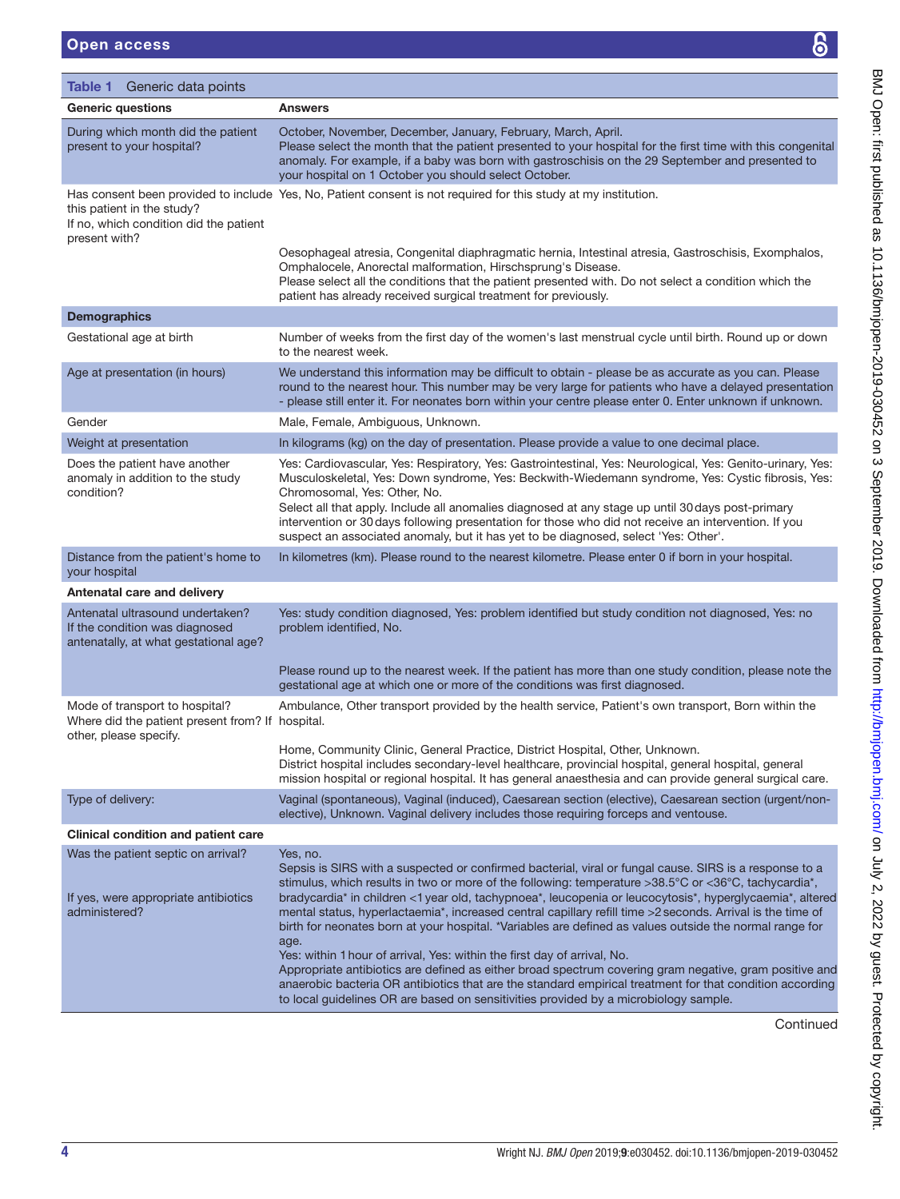**Table 1** Generic data points

| Generic questions | Answers |
|---|---|
| During which month did the patient present to your hospital? | October, November, December, January, February, March, April.<br>Please select the month that the patient presented to your hospital for the first time with this congenital anomaly. For example, if a baby was born with gastroschisis on the 29 September and presented to your hospital on 1 October you should select October. |
| Has consent been provided to include this patient in the study?<br>If no, which condition did the patient present with? | Yes, No, Patient consent is not required for this study at my institution.<br><br>Oesophageal atresia, Congenital diaphragmatic hernia, Intestinal atresia, Gastroschisis, Exomphalos, Omphalocele, Anorectal malformation, Hirschsprung's Disease.<br>Please select all the conditions that the patient presented with. Do not select a condition which the patient has already received surgical treatment for previously. |
| **Demographics** | |
| Gestational age at birth | Number of weeks from the first day of the women's last menstrual cycle until birth. Round up or down to the nearest week. |
| Age at presentation (in hours) | We understand this information may be difficult to obtain - please be as accurate as you can. Please round to the nearest hour. This number may be very large for patients who have a delayed presentation - please still enter it. For neonates born within your centre please enter 0. Enter unknown if unknown. |
| Gender | Male, Female, Ambiguous, Unknown. |
| Weight at presentation | In kilograms (kg) on the day of presentation. Please provide a value to one decimal place. |
| Does the patient have another anomaly in addition to the study condition? | Yes: Cardiovascular, Yes: Respiratory, Yes: Gastrointestinal, Yes: Neurological, Yes: Genito-urinary, Yes: Musculoskeletal, Yes: Down syndrome, Yes: Beckwith-Wiedemann syndrome, Yes: Cystic fibrosis, Yes: Chromosomal, Yes: Other, No.<br>Select all that apply. Include all anomalies diagnosed at any stage up until 30 days post-primary intervention or 30 days following presentation for those who did not receive an intervention. If you suspect an associated anomaly, but it has yet to be diagnosed, select 'Yes: Other'. |
| Distance from the patient's home to your hospital | In kilometres (km). Please round to the nearest kilometre. Please enter 0 if born in your hospital. |
| **Antenatal care and delivery** | |
| Antenatal ultrasound undertaken?<br>If the condition was diagnosed antenatally, at what gestational age? | Yes: study condition diagnosed, Yes: problem identified but study condition not diagnosed, Yes: no problem identified, No.<br><br>Please round up to the nearest week. If the patient has more than one study condition, please note the gestational age at which one or more of the conditions was first diagnosed. |
| Mode of transport to hospital?<br>Where did the patient present from? If other, please specify. | Ambulance, Other transport provided by the health service, Patient's own transport, Born within the hospital.<br><br>Home, Community Clinic, General Practice, District Hospital, Other, Unknown.<br>District hospital includes secondary-level healthcare, provincial hospital, general hospital, general mission hospital or regional hospital. It has general anaesthesia and can provide general surgical care. |
| Type of delivery: | Vaginal (spontaneous), Vaginal (induced), Caesarean section (elective), Caesarean section (urgent/non-elective), Unknown. Vaginal delivery includes those requiring forceps and ventouse. |
| **Clinical condition and patient care** | |
| Was the patient septic on arrival?<br><br>If yes, were appropriate antibiotics administered? | Yes, no.<br>Sepsis is SIRS with a suspected or confirmed bacterial, viral or fungal cause. SIRS is a response to a stimulus, which results in two or more of the following: temperature >38.5°C or <36°C, tachycardia*, bradycardia* in children <1 year old, tachypnoea*, leucopenia or leucocytosis*, hyperglycaemia*, altered mental status, hyperlactaemia*, increased central capillary refill time >2 seconds. Arrival is the time of birth for neonates born at your hospital. *Variables are defined as values outside the normal range for age.<br>Yes: within 1 hour of arrival, Yes: within the first day of arrival, No.<br>Appropriate antibiotics are defined as either broad spectrum covering gram negative, gram positive and anaerobic bacteria OR antibiotics that are the standard empirical treatment for that condition according to local guidelines OR are based on sensitivities provided by a microbiology sample. |

Continued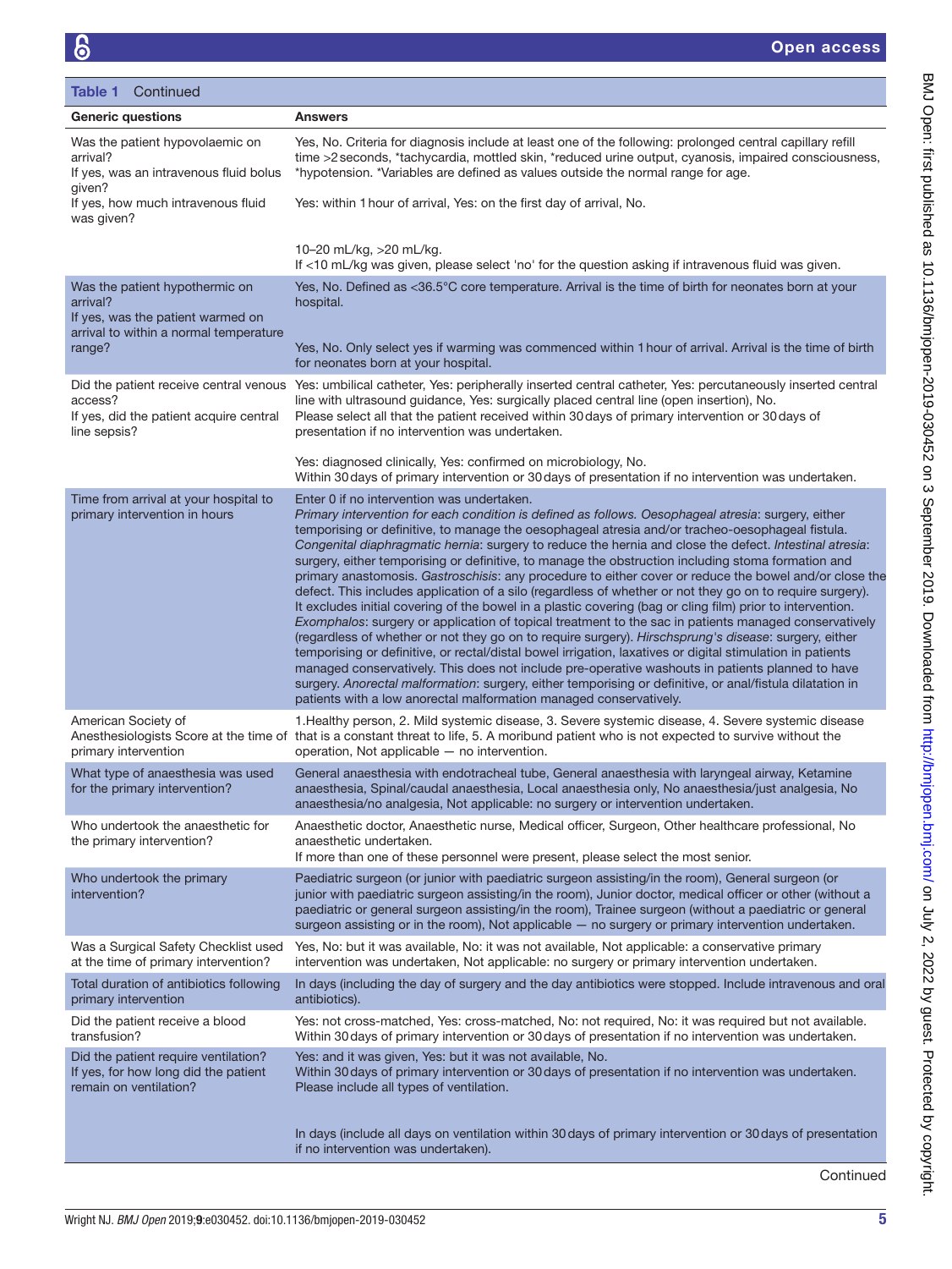**Table 1** Continued

| Generic questions | Answers |
|---|---|
| Was the patient hypovolaemic on arrival?<br>If yes, was an intravenous fluid bolus given?<br>If yes, how much intravenous fluid was given? | Yes, No. Criteria for diagnosis include at least one of the following: prolonged central capillary refill time >2 seconds, *tachycardia, mottled skin, *reduced urine output, cyanosis, impaired consciousness, *hypotension. *Variables are defined as values outside the normal range for age.<br>Yes: within 1 hour of arrival, Yes: on the first day of arrival, No.<br>10–20 mL/kg, >20 mL/kg.<br>If <10 mL/kg was given, please select 'no' for the question asking if intravenous fluid was given. |
| Was the patient hypothermic on arrival?<br>If yes, was the patient warmed on arrival to within a normal temperature range? | Yes, No. Defined as <36.5°C core temperature. Arrival is the time of birth for neonates born at your hospital.<br>Yes, No. Only select yes if warming was commenced within 1 hour of arrival. Arrival is the time of birth for neonates born at your hospital. |
| Did the patient receive central venous access?<br>If yes, did the patient acquire central line sepsis? | Yes: umbilical catheter, Yes: peripherally inserted central catheter, Yes: percutaneously inserted central line with ultrasound guidance, Yes: surgically placed central line (open insertion), No.<br>Please select all that the patient received within 30 days of primary intervention or 30 days of presentation if no intervention was undertaken.<br>Yes: diagnosed clinically, Yes: confirmed on microbiology, No.<br>Within 30 days of primary intervention or 30 days of presentation if no intervention was undertaken. |
| Time from arrival at your hospital to primary intervention in hours | Enter 0 if no intervention was undertaken.<br>*Primary intervention for each condition is defined as follows. Oesophageal atresia*: surgery, either temporising or definitive, to manage the oesophageal atresia and/or tracheo-oesophageal fistula. *Congenital diaphragmatic hernia*: surgery to reduce the hernia and close the defect. *Intestinal atresia*: surgery, either temporising or definitive, to manage the obstruction including stoma formation and primary anastomosis. *Gastroschisis*: any procedure to either cover or reduce the bowel and/or close the defect. This includes application of a silo (regardless of whether or not they go on to require surgery). It excludes initial covering of the bowel in a plastic covering (bag or cling film) prior to intervention. *Exomphalos*: surgery or application of topical treatment to the sac in patients managed conservatively (regardless of whether or not they go on to require surgery). *Hirschsprung's disease*: surgery, either temporising or definitive, or rectal/distal bowel irrigation, laxatives or digital stimulation in patients managed conservatively. This does not include pre-operative washouts in patients planned to have surgery. *Anorectal malformation*: surgery, either temporising or definitive, or anal/fistula dilatation in patients with a low anorectal malformation managed conservatively. |
| American Society of Anesthesiologists Score at the time of primary intervention | 1.Healthy person, 2. Mild systemic disease, 3. Severe systemic disease, 4. Severe systemic disease that is a constant threat to life, 5. A moribund patient who is not expected to survive without the operation, Not applicable — no intervention. |
| What type of anaesthesia was used for the primary intervention? | General anaesthesia with endotracheal tube, General anaesthesia with laryngeal airway, Ketamine anaesthesia, Spinal/caudal anaesthesia, Local anaesthesia only, No anaesthesia/just analgesia, No anaesthesia/no analgesia, Not applicable: no surgery or intervention undertaken. |
| Who undertook the anaesthetic for the primary intervention? | Anaesthetic doctor, Anaesthetic nurse, Medical officer, Surgeon, Other healthcare professional, No anaesthetic undertaken.<br>If more than one of these personnel were present, please select the most senior. |
| Who undertook the primary intervention? | Paediatric surgeon (or junior with paediatric surgeon assisting/in the room), General surgeon (or junior with paediatric surgeon assisting/in the room), Junior doctor, medical officer or other (without a paediatric or general surgeon assisting/in the room), Trainee surgeon (without a paediatric or general surgeon assisting or in the room), Not applicable — no surgery or primary intervention undertaken. |
| Was a Surgical Safety Checklist used at the time of primary intervention? | Yes, No: but it was available, No: it was not available, Not applicable: a conservative primary intervention was undertaken, Not applicable: no surgery or primary intervention undertaken. |
| Total duration of antibiotics following primary intervention | In days (including the day of surgery and the day antibiotics were stopped. Include intravenous and oral antibiotics). |
| Did the patient receive a blood transfusion? | Yes: not cross-matched, Yes: cross-matched, No: not required, No: it was required but not available.<br>Within 30 days of primary intervention or 30 days of presentation if no intervention was undertaken. |
| Did the patient require ventilation?<br>If yes, for how long did the patient remain on ventilation? | Yes: and it was given, Yes: but it was not available, No.<br>Within 30 days of primary intervention or 30 days of presentation if no intervention was undertaken. Please include all types of ventilation.<br>In days (include all days on ventilation within 30 days of primary intervention or 30 days of presentation if no intervention was undertaken). |

Continued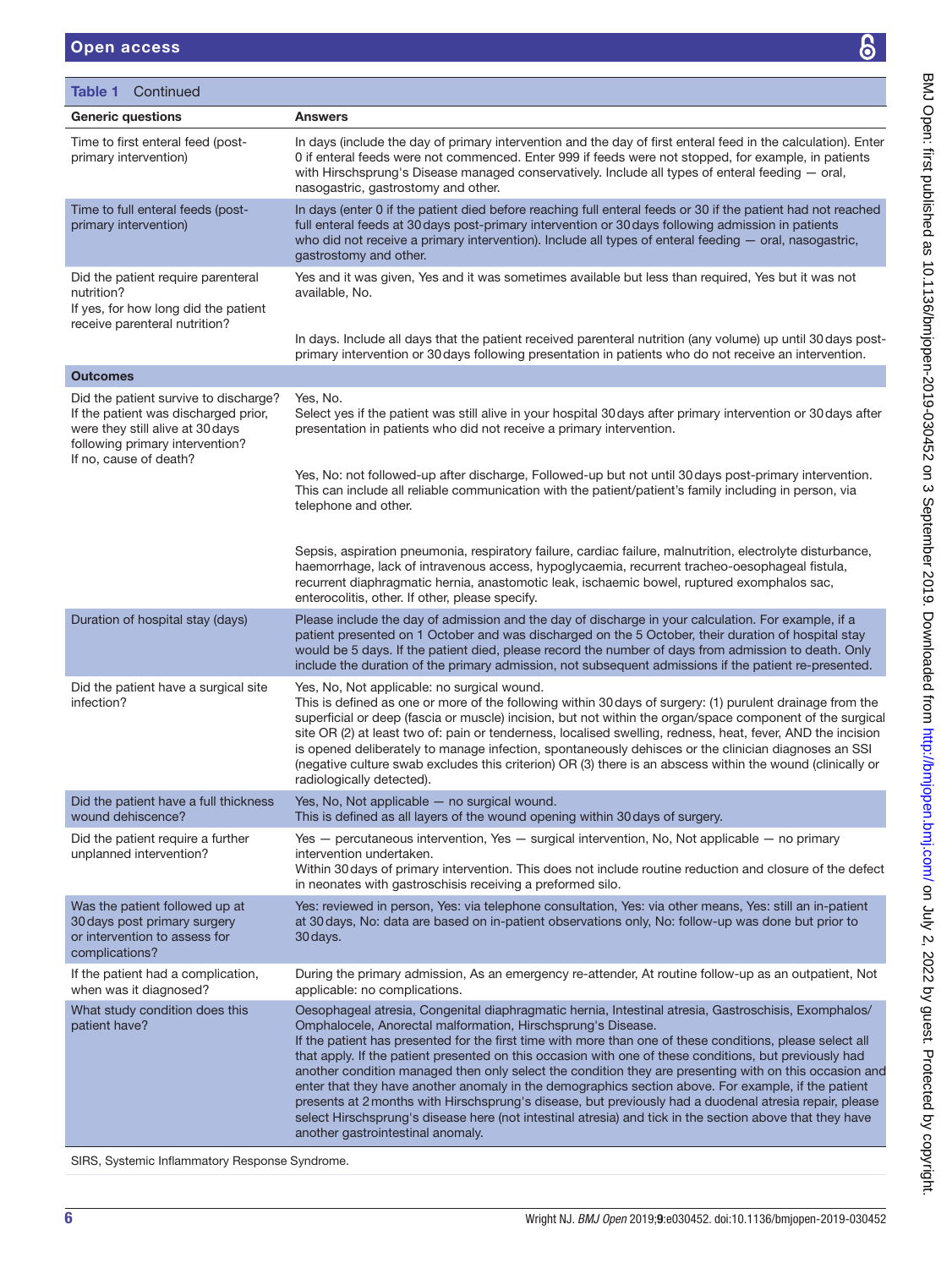**Table 1** Continued

| Generic questions | Answers |
|---|---|
| Time to first enteral feed (post-primary intervention) | In days (include the day of primary intervention and the day of first enteral feed in the calculation). Enter 0 if enteral feeds were not commenced. Enter 999 if feeds were not stopped, for example, in patients with Hirschsprung's Disease managed conservatively. Include all types of enteral feeding — oral, nasogastric, gastrostomy and other. |
| Time to full enteral feeds (post-primary intervention) | In days (enter 0 if the patient died before reaching full enteral feeds or 30 if the patient had not reached full enteral feeds at 30 days post-primary intervention or 30 days following admission in patients who did not receive a primary intervention). Include all types of enteral feeding — oral, nasogastric, gastrostomy and other. |
| Did the patient require parenteral nutrition? | Yes and it was given, Yes and it was sometimes available but less than required, Yes but it was not available, No. |
| If yes, for how long did the patient receive parenteral nutrition? | In days. Include all days that the patient received parenteral nutrition (any volume) up until 30 days post-primary intervention or 30 days following presentation in patients who do not receive an intervention. |
| **Outcomes** | |
| Did the patient survive to discharge? | Yes, No. Select yes if the patient was still alive in your hospital 30 days after primary intervention or 30 days after presentation in patients who did not receive a primary intervention. |
| If the patient was discharged prior, were they still alive at 30 days following primary intervention? | Yes, No: not followed-up after discharge, Followed-up but not until 30 days post-primary intervention. This can include all reliable communication with the patient/patient's family including in person, via telephone and other. |
| If no, cause of death? | Sepsis, aspiration pneumonia, respiratory failure, cardiac failure, malnutrition, electrolyte disturbance, haemorrhage, lack of intravenous access, hypoglycaemia, recurrent tracheo-oesophageal fistula, recurrent diaphragmatic hernia, anastomotic leak, ischaemic bowel, ruptured exomphalos sac, enterocolitis, other. If other, please specify. |
| Duration of hospital stay (days) | Please include the day of admission and the day of discharge in your calculation. For example, if a patient presented on 1 October and was discharged on the 5 October, their duration of hospital stay would be 5 days. If the patient died, please record the number of days from admission to death. Only include the duration of the primary admission, not subsequent admissions if the patient re-presented. |
| Did the patient have a surgical site infection? | Yes, No, Not applicable: no surgical wound. This is defined as one or more of the following within 30 days of surgery: (1) purulent drainage from the superficial or deep (fascia or muscle) incision, but not within the organ/space component of the surgical site OR (2) at least two of: pain or tenderness, localised swelling, redness, heat, fever, AND the incision is opened deliberately to manage infection, spontaneously dehisces or the clinician diagnoses an SSI (negative culture swab excludes this criterion) OR (3) there is an abscess within the wound (clinically or radiologically detected). |
| Did the patient have a full thickness wound dehiscence? | Yes, No, Not applicable — no surgical wound. This is defined as all layers of the wound opening within 30 days of surgery. |
| Did the patient require a further unplanned intervention? | Yes — percutaneous intervention, Yes — surgical intervention, No, Not applicable — no primary intervention undertaken. Within 30 days of primary intervention. This does not include routine reduction and closure of the defect in neonates with gastroschisis receiving a preformed silo. |
| Was the patient followed up at 30 days post primary surgery or intervention to assess for complications? | Yes: reviewed in person, Yes: via telephone consultation, Yes: via other means, Yes: still an in-patient at 30 days, No: data are based on in-patient observations only, No: follow-up was done but prior to 30 days. |
| If the patient had a complication, when was it diagnosed? | During the primary admission, As an emergency re-attender, At routine follow-up as an outpatient, Not applicable: no complications. |
| What study condition does this patient have? | Oesophageal atresia, Congenital diaphragmatic hernia, Intestinal atresia, Gastroschisis, Exomphalos/Omphalocele, Anorectal malformation, Hirschsprung's Disease. If the patient has presented for the first time with more than one of these conditions, please select all that apply. If the patient presented on this occasion with one of these conditions, but previously had another condition managed then only select the condition they are presenting with on this occasion and enter that they have another anomaly in the demographics section above. For example, if the patient presents at 2 months with Hirschsprung's disease, but previously had a duodenal atresia repair, please select Hirschsprung's disease here (not intestinal atresia) and tick in the section above that they have another gastrointestinal anomaly. |

SIRS, Systemic Inflammatory Response Syndrome.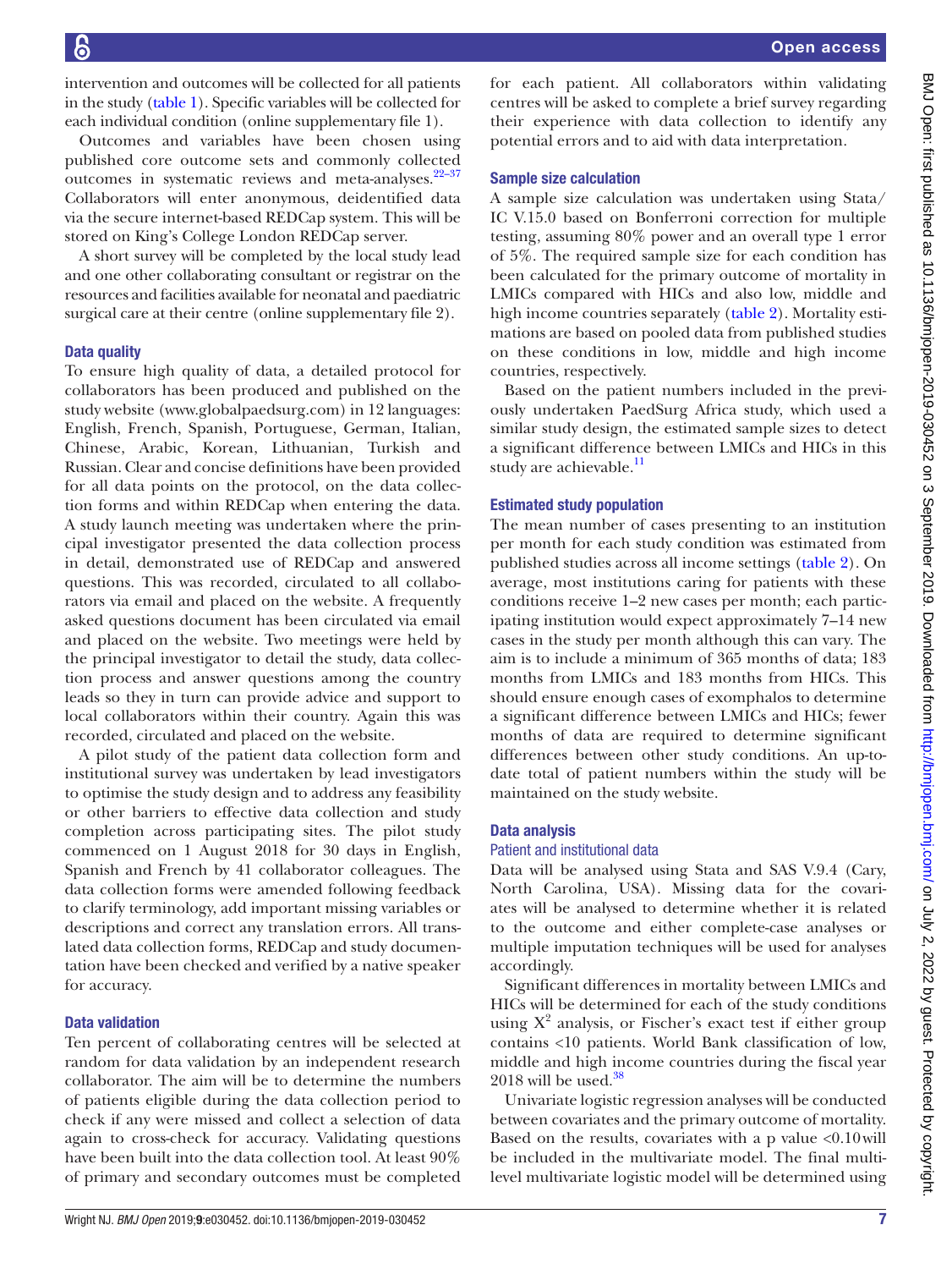intervention and outcomes will be collected for all patients in the study (table 1). Specific variables will be collected for each individual condition (online supplementary file 1).

Outcomes and variables have been chosen using published core outcome sets and commonly collected outcomes in systematic reviews and meta-analyses.[22–37] Collaborators will enter anonymous, deidentified data via the secure internet-based REDCap system. This will be stored on King's College London REDCap server.

A short survey will be completed by the local study lead and one other collaborating consultant or registrar on the resources and facilities available for neonatal and paediatric surgical care at their centre (online supplementary file 2).

### Data quality

To ensure high quality of data, a detailed protocol for collaborators has been produced and published on the study website (www.globalpaedsurg.com) in 12 languages: English, French, Spanish, Portuguese, German, Italian, Chinese, Arabic, Korean, Lithuanian, Turkish and Russian. Clear and concise definitions have been provided for all data points on the protocol, on the data collection forms and within REDCap when entering the data. A study launch meeting was undertaken where the principal investigator presented the data collection process in detail, demonstrated use of REDCap and answered questions. This was recorded, circulated to all collaborators via email and placed on the website. A frequently asked questions document has been circulated via email and placed on the website. Two meetings were held by the principal investigator to detail the study, data collection process and answer questions among the country leads so they in turn can provide advice and support to local collaborators within their country. Again this was recorded, circulated and placed on the website.

A pilot study of the patient data collection form and institutional survey was undertaken by lead investigators to optimise the study design and to address any feasibility or other barriers to effective data collection and study completion across participating sites. The pilot study commenced on 1 August 2018 for 30 days in English, Spanish and French by 41 collaborator colleagues. The data collection forms were amended following feedback to clarify terminology, add important missing variables or descriptions and correct any translation errors. All translated data collection forms, REDCap and study documentation have been checked and verified by a native speaker for accuracy.

### Data validation

Ten percent of collaborating centres will be selected at random for data validation by an independent research collaborator. The aim will be to determine the numbers of patients eligible during the data collection period to check if any were missed and collect a selection of data again to cross-check for accuracy. Validating questions have been built into the data collection tool. At least 90% of primary and secondary outcomes must be completed for each patient. All collaborators within validating centres will be asked to complete a brief survey regarding their experience with data collection to identify any potential errors and to aid with data interpretation.

### Sample size calculation

A sample size calculation was undertaken using Stata/IC V.15.0 based on Bonferroni correction for multiple testing, assuming 80% power and an overall type 1 error of 5%. The required sample size for each condition has been calculated for the primary outcome of mortality in LMICs compared with HICs and also low, middle and high income countries separately (table 2). Mortality estimations are based on pooled data from published studies on these conditions in low, middle and high income countries, respectively.

Based on the patient numbers included in the previously undertaken PaedSurg Africa study, which used a similar study design, the estimated sample sizes to detect a significant difference between LMICs and HICs in this study are achievable.[11]

### Estimated study population

The mean number of cases presenting to an institution per month for each study condition was estimated from published studies across all income settings (table 2). On average, most institutions caring for patients with these conditions receive 1–2 new cases per month; each participating institution would expect approximately 7–14 new cases in the study per month although this can vary. The aim is to include a minimum of 365 months of data; 183 months from LMICs and 183 months from HICs. This should ensure enough cases of exomphalos to determine a significant difference between LMICs and HICs; fewer months of data are required to determine significant differences between other study conditions. An up-to-date total of patient numbers within the study will be maintained on the study website.

### Data analysis

#### Patient and institutional data

Data will be analysed using Stata and SAS V.9.4 (Cary, North Carolina, USA). Missing data for the covariates will be analysed to determine whether it is related to the outcome and either complete-case analyses or multiple imputation techniques will be used for analyses accordingly.

Significant differences in mortality between LMICs and HICs will be determined for each of the study conditions using $X^2$ analysis, or Fischer's exact test if either group contains <10 patients. World Bank classification of low, middle and high income countries during the fiscal year 2018 will be used.[38]

Univariate logistic regression analyses will be conducted between covariates and the primary outcome of mortality. Based on the results, covariates with a p value <0.10 will be included in the multivariate model. The final multilevel multivariate logistic model will be determined using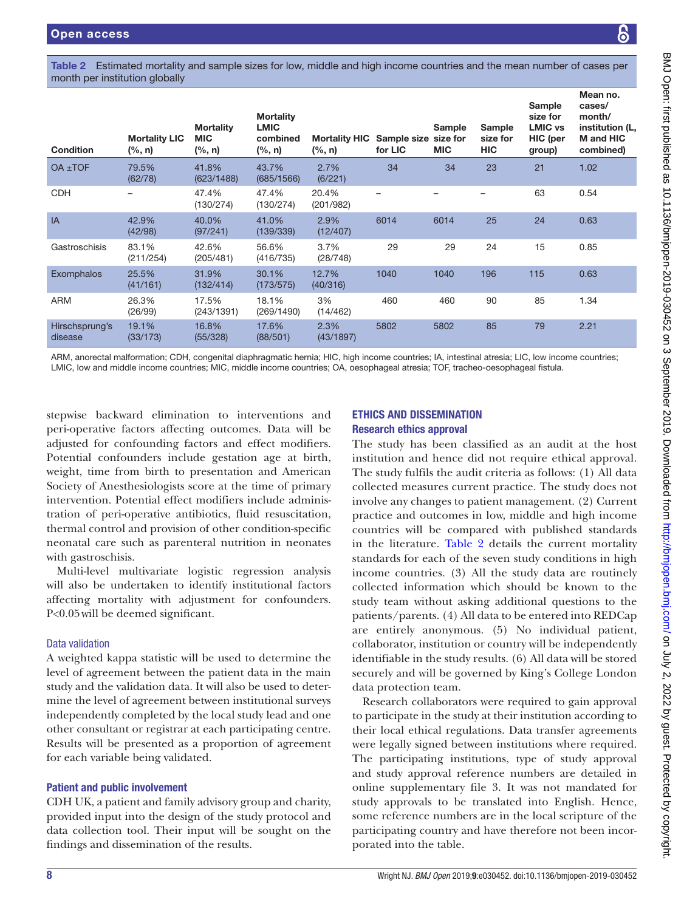Table 2 Estimated mortality and sample sizes for low, middle and high income countries and the mean number of cases per month per institution globally

| Condition | Mortality LIC (%, n) | Mortality MIC (%, n) | Mortality LMIC combined (%, n) | Mortality HIC (%, n) | Sample size for LIC | Sample size for MIC | Sample size for HIC | Sample size for LMIC vs HIC (per group) | Mean no. cases/month/institution (L, M and HIC combined) |
|---|---|---|---|---|---|---|---|---|---|
| OA ±TOF | 79.5% (62/78) | 41.8% (623/1488) | 43.7% (685/1566) | 2.7% (6/221) | 34 | 34 | 23 | 21 | 1.02 |
| CDH | – | 47.4% (130/274) | 47.4% (130/274) | 20.4% (201/982) | – | – | – | 63 | 0.54 |
| IA | 42.9% (42/98) | 40.0% (97/241) | 41.0% (139/339) | 2.9% (12/407) | 6014 | 6014 | 25 | 24 | 0.63 |
| Gastroschisis | 83.1% (211/254) | 42.6% (205/481) | 56.6% (416/735) | 3.7% (28/748) | 29 | 29 | 24 | 15 | 0.85 |
| Exomphalos | 25.5% (41/161) | 31.9% (132/414) | 30.1% (173/575) | 12.7% (40/316) | 1040 | 1040 | 196 | 115 | 0.63 |
| ARM | 26.3% (26/99) | 17.5% (243/1391) | 18.1% (269/1490) | 3% (14/462) | 460 | 460 | 90 | 85 | 1.34 |
| Hirschsprung's disease | 19.1% (33/173) | 16.8% (55/328) | 17.6% (88/501) | 2.3% (43/1897) | 5802 | 5802 | 85 | 79 | 2.21 |

ARM, anorectal malformation; CDH, congenital diaphragmatic hernia; HIC, high income countries; IA, intestinal atresia; LIC, low income countries; LMIC, low and middle income countries; MIC, middle income countries; OA, oesophageal atresia; TOF, tracheo-oesophageal fistula.

stepwise backward elimination to interventions and peri-operative factors affecting outcomes. Data will be adjusted for confounding factors and effect modifiers. Potential confounders include gestation age at birth, weight, time from birth to presentation and American Society of Anesthesiologists score at the time of primary intervention. Potential effect modifiers include administration of peri-operative antibiotics, fluid resuscitation, thermal control and provision of other condition-specific neonatal care such as parenteral nutrition in neonates with gastroschisis.

Multi-level multivariate logistic regression analysis will also be undertaken to identify institutional factors affecting mortality with adjustment for confounders. $P<0.05$ will be deemed significant.

### Data validation

A weighted kappa statistic will be used to determine the level of agreement between the patient data in the main study and the validation data. It will also be used to determine the level of agreement between institutional surveys independently completed by the local study lead and one other consultant or registrar at each participating centre. Results will be presented as a proportion of agreement for each variable being validated.

### Patient and public involvement

CDH UK, a patient and family advisory group and charity, provided input into the design of the study protocol and data collection tool. Their input will be sought on the findings and dissemination of the results.

## ETHICS AND DISSEMINATION

### Research ethics approval

The study has been classified as an audit at the host institution and hence did not require ethical approval. The study fulfils the audit criteria as follows: (1) All data collected measures current practice. The study does not involve any changes to patient management. (2) Current practice and outcomes in low, middle and high income countries will be compared with published standards in the literature. Table 2 details the current mortality standards for each of the seven study conditions in high income countries. (3) All the study data are routinely collected information which should be known to the study team without asking additional questions to the patients/parents. (4) All data to be entered into REDCap are entirely anonymous. (5) No individual patient, collaborator, institution or country will be independently identifiable in the study results. (6) All data will be stored securely and will be governed by King's College London data protection team.

Research collaborators were required to gain approval to participate in the study at their institution according to their local ethical regulations. Data transfer agreements were legally signed between institutions where required. The participating institutions, type of study approval and study approval reference numbers are detailed in online supplementary file 3. It was not mandated for study approvals to be translated into English. Hence, some reference numbers are in the local scripture of the participating country and have therefore not been incorporated into the table.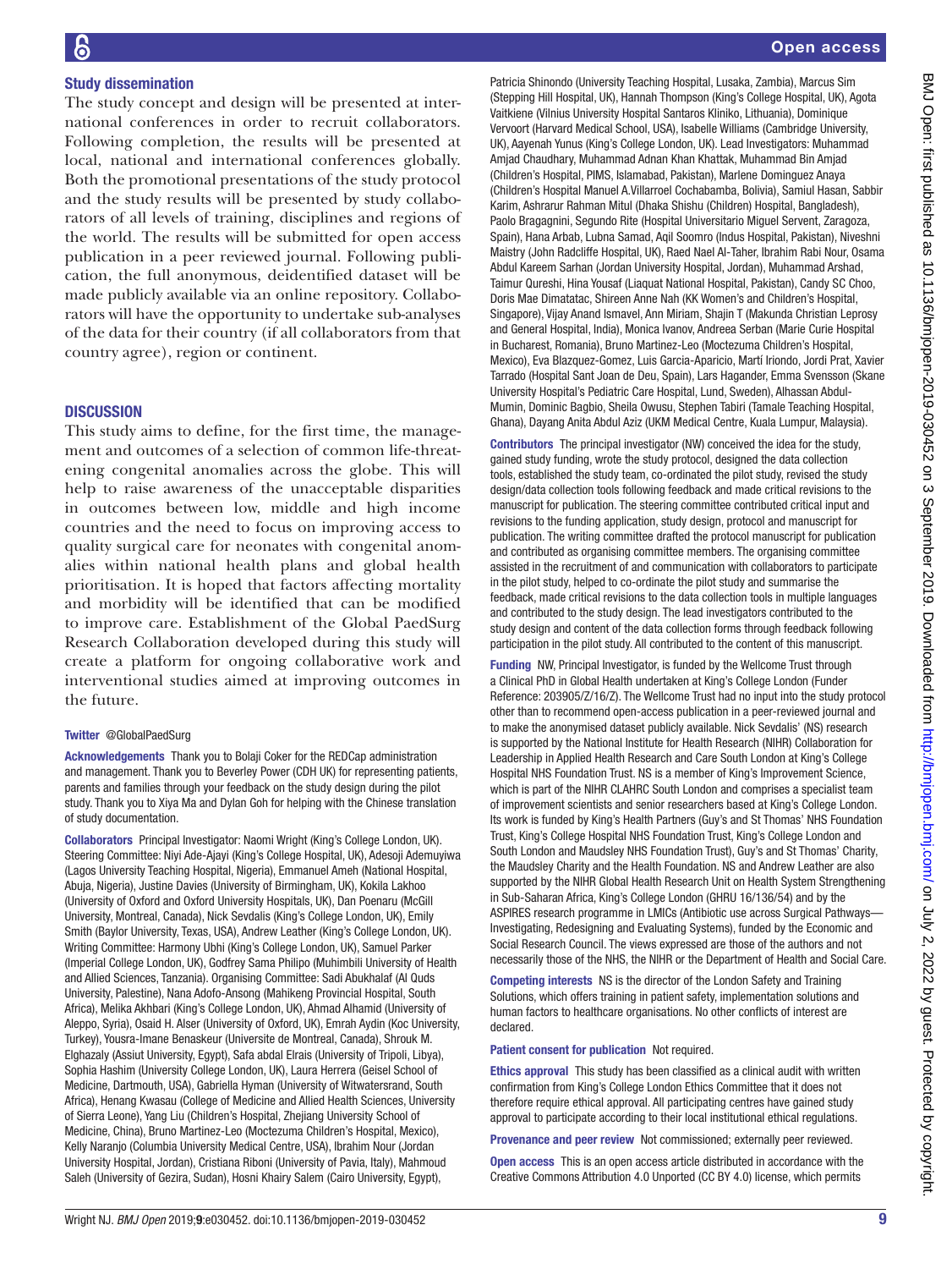## Study dissemination

The study concept and design will be presented at international conferences in order to recruit collaborators. Following completion, the results will be presented at local, national and international conferences globally. Both the promotional presentations of the study protocol and the study results will be presented by study collaborators of all levels of training, disciplines and regions of the world. The results will be submitted for open access publication in a peer reviewed journal. Following publication, the full anonymous, deidentified dataset will be made publicly available via an online repository. Collaborators will have the opportunity to undertake sub-analyses of the data for their country (if all collaborators from that country agree), region or continent.

## DISCUSSION

This study aims to define, for the first time, the management and outcomes of a selection of common life-threatening congenital anomalies across the globe. This will help to raise awareness of the unacceptable disparities in outcomes between low, middle and high income countries and the need to focus on improving access to quality surgical care for neonates with congenital anomalies within national health plans and global health prioritisation. It is hoped that factors affecting mortality and morbidity will be identified that can be modified to improve care. Establishment of the Global PaedSurg Research Collaboration developed during this study will create a platform for ongoing collaborative work and interventional studies aimed at improving outcomes in the future.

**Twitter** @GlobalPaedSurg

**Acknowledgements** Thank you to Bolaji Coker for the REDCap administration and management. Thank you to Beverley Power (CDH UK) for representing patients, parents and families through your feedback on the study design during the pilot study. Thank you to Xiya Ma and Dylan Goh for helping with the Chinese translation of study documentation.

**Collaborators** Principal Investigator: Naomi Wright (King's College London, UK). Steering Committee: Niyi Ade-Ajayi (King's College Hospital, UK), Adesoji Ademuyiwa (Lagos University Teaching Hospital, Nigeria), Emmanuel Ameh (National Hospital, Abuja, Nigeria), Justine Davies (University of Birmingham, UK), Kokila Lakhoo (University of Oxford and Oxford University Hospitals, UK), Dan Poenaru (McGill University, Montreal, Canada), Nick Sevdalis (King's College London, UK), Emily Smith (Baylor University, Texas, USA), Andrew Leather (King's College London, UK). Writing Committee: Harmony Ubhi (King's College London, UK), Samuel Parker (Imperial College London, UK), Godfrey Sama Philipo (Muhimbili University of Health and Allied Sciences, Tanzania). Organising Committee: Sadi Abukhalaf (Al Quds University, Palestine), Nana Adofo-Ansong (Mahikeng Provincial Hospital, South Africa), Melika Akhbari (King's College London, UK), Ahmad Alhamid (University of Aleppo, Syria), Osaid H. Alser (University of Oxford, UK), Emrah Aydin (Koc University, Turkey), Yousra-Imane Benaskeur (Universite de Montreal, Canada), Shrouk M. Elghazaly (Assiut University, Egypt), Safa abdal Elrais (University of Tripoli, Libya), Sophia Hashim (University College London, UK), Laura Herrera (Geisel School of Medicine, Dartmouth, USA), Gabriella Hyman (University of Witwatersrand, South Africa), Henang Kwasau (College of Medicine and Allied Health Sciences, University of Sierra Leone), Yang Liu (Children's Hospital, Zhejiang University School of Medicine, China), Bruno Martinez-Leo (Moctezuma Children's Hospital, Mexico), Kelly Naranjo (Columbia University Medical Centre, USA), Ibrahim Nour (Jordan University Hospital, Jordan), Cristiana Riboni (University of Pavia, Italy), Mahmoud Saleh (University of Gezira, Sudan), Hosni Khairy Salem (Cairo University, Egypt), Patricia Shinondo (University Teaching Hospital, Lusaka, Zambia), Marcus Sim (Stepping Hill Hospital, UK), Hannah Thompson (King's College Hospital, UK), Agota Vaitkiene (Vilnius University Hospital Santaros Kliniko, Lithuania), Dominique Vervoort (Harvard Medical School, USA), Isabelle Williams (Cambridge University, UK), Aayenah Yunus (King's College London, UK). Lead Investigators: Muhammad Amjad Chaudhary, Muhammad Adnan Khan Khattak, Muhammad Bin Amjad (Children's Hospital, PIMS, Islamabad, Pakistan), Marlene Dominguez Anaya (Children's Hospital Manuel A.Villarroel Cochabamba, Bolivia), Samiul Hasan, Sabbir Karim, Ashrarur Rahman Mitul (Dhaka Shishu (Children) Hospital, Bangladesh), Paolo Bragagnini, Segundo Rite (Hospital Universitario Miguel Servent, Zaragoza, Spain), Hana Arbab, Lubna Samad, Aqil Soomro (Indus Hospital, Pakistan), Niveshni Maistry (John Radcliffe Hospital, UK), Raed Nael Al-Taher, Ibrahim Rabi Nour, Osama Abdul Kareem Sarhan (Jordan University Hospital, Jordan), Muhammad Arshad, Taimur Qureshi, Hina Yousaf (Liaquat National Hospital, Pakistan), Candy SC Choo, Doris Mae Dimatatac, Shireen Anne Nah (KK Women's and Children's Hospital, Singapore), Vijay Anand Ismavel, Ann Miriam, Shajin T (Makunda Christian Leprosy and General Hospital, India), Monica Ivanov, Andreea Serban (Marie Curie Hospital in Bucharest, Romania), Bruno Martinez-Leo (Moctezuma Children's Hospital, Mexico), Eva Blazquez-Gomez, Luis Garcia-Aparicio, Martí Iriondo, Jordi Prat, Xavier Tarrado (Hospital Sant Joan de Deu, Spain), Lars Hagander, Emma Svensson (Skane University Hospital's Pediatric Care Hospital, Lund, Sweden), Alhassan Abdul-Mumin, Dominic Bagbio, Sheila Owusu, Stephen Tabiri (Tamale Teaching Hospital, Ghana), Dayang Anita Abdul Aziz (UKM Medical Centre, Kuala Lumpur, Malaysia).

**Contributors** The principal investigator (NW) conceived the idea for the study, gained study funding, wrote the study protocol, designed the data collection tools, established the study team, co-ordinated the pilot study, revised the study design/data collection tools following feedback and made critical revisions to the manuscript for publication. The steering committee contributed critical input and revisions to the funding application, study design, protocol and manuscript for publication. The writing committee drafted the protocol manuscript for publication and contributed as organising committee members. The organising committee assisted in the recruitment of and communication with collaborators to participate in the pilot study, helped to co-ordinate the pilot study and summarise the feedback, made critical revisions to the data collection tools in multiple languages and contributed to the study design. The lead investigators contributed to the study design and content of the data collection forms through feedback following participation in the pilot study. All contributed to the content of this manuscript.

**Funding** NW, Principal Investigator, is funded by the Wellcome Trust through a Clinical PhD in Global Health undertaken at King's College London (Funder Reference: 203905/Z/16/Z). The Wellcome Trust had no input into the study protocol other than to recommend open-access publication in a peer-reviewed journal and to make the anonymised dataset publicly available. Nick Sevdalis' (NS) research is supported by the National Institute for Health Research (NIHR) Collaboration for Leadership in Applied Health Research and Care South London at King's College Hospital NHS Foundation Trust. NS is a member of King's Improvement Science, which is part of the NIHR CLAHRC South London and comprises a specialist team of improvement scientists and senior researchers based at King's College London. Its work is funded by King's Health Partners (Guy's and St Thomas' NHS Foundation Trust, King's College Hospital NHS Foundation Trust, King's College London and South London and Maudsley NHS Foundation Trust), Guy's and St Thomas' Charity, the Maudsley Charity and the Health Foundation. NS and Andrew Leather are also supported by the NIHR Global Health Research Unit on Health System Strengthening in Sub-Saharan Africa, King's College London (GHRU 16/136/54) and by the ASPIRES research programme in LMICs (Antibiotic use across Surgical Pathways—Investigating, Redesigning and Evaluating Systems), funded by the Economic and Social Research Council. The views expressed are those of the authors and not necessarily those of the NHS, the NIHR or the Department of Health and Social Care.

**Competing interests** NS is the director of the London Safety and Training Solutions, which offers training in patient safety, implementation solutions and human factors to healthcare organisations. No other conflicts of interest are declared.

**Patient consent for publication** Not required.

**Ethics approval** This study has been classified as a clinical audit with written confirmation from King's College London Ethics Committee that it does not therefore require ethical approval. All participating centres have gained study approval to participate according to their local institutional ethical regulations.

**Provenance and peer review** Not commissioned; externally peer reviewed.

**Open access** This is an open access article distributed in accordance with the Creative Commons Attribution 4.0 Unported (CC BY 4.0) license, which permits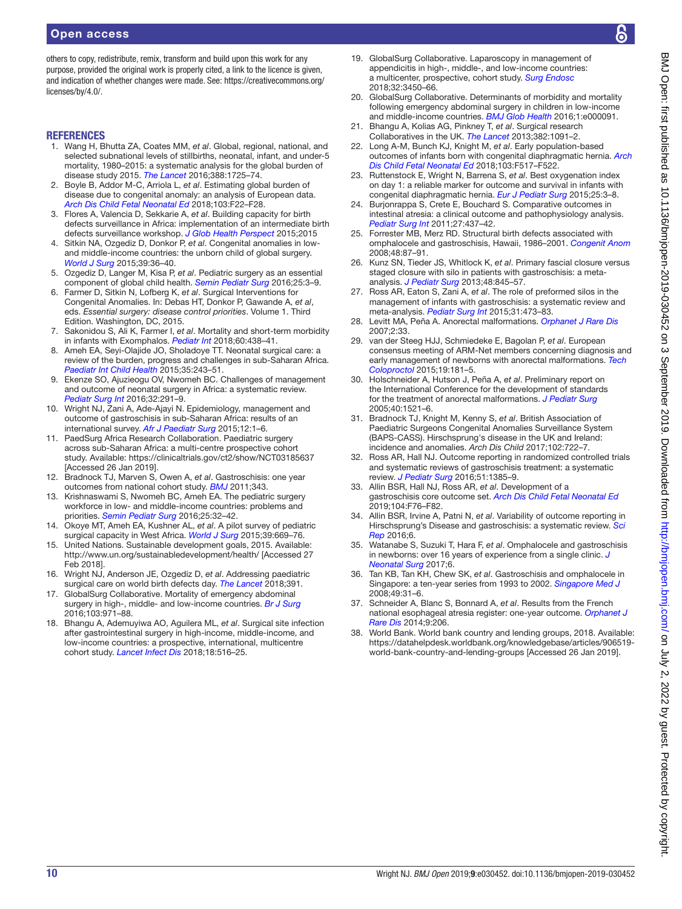others to copy, redistribute, remix, transform and build upon this work for any purpose, provided the original work is properly cited, a link to the licence is given, and indication of whether changes were made. See: https://creativecommons.org/licenses/by/4.0/.

## REFERENCES

1. Wang H, Bhutta ZA, Coates MM, *et al*. Global, regional, national, and selected subnational levels of stillbirths, neonatal, infant, and under-5 mortality, 1980–2015: a systematic analysis for the global burden of disease study 2015. *The Lancet* 2016;388:1725–74.
2. Boyle B, Addor M-C, Arriola L, *et al*. Estimating global burden of disease due to congenital anomaly: an analysis of European data. *Arch Dis Child Fetal Neonatal Ed* 2018;103:F22–F28.
3. Flores A, Valencia D, Sekkarie A, *et al*. Building capacity for birth defects surveillance in Africa: implementation of an intermediate birth defects surveillance workshop. *J Glob Health Perspect* 2015;2015
4. Sitkin NA, Ozgediz D, Donkor P, *et al*. Congenital anomalies in low- and middle-income countries: the unborn child of global surgery. *World J Surg* 2015;39:36–40.
5. Ozgediz D, Langer M, Kisa P, *et al*. Pediatric surgery as an essential component of global child health. *Semin Pediatr Surg* 2016;25:3–9.
6. Farmer D, Sitkin N, Lofberg K, *et al*. Surgical Interventions for Congenital Anomalies. In: Debas HT, Donkor P, Gawande A, *et al*, eds. *Essential surgery: disease control priorities*. Volume 1. Third Edition. Washington, DC, 2015.
7. Sakonidou S, Ali K, Farmer I, *et al*. Mortality and short-term morbidity in infants with Exomphalos. *Pediatr Int* 2018;60:438–41.
8. Ameh EA, Seyi-Olajide JO, Sholadoye TT. Neonatal surgical care: a review of the burden, progress and challenges in sub-Saharan Africa. *Paediatr Int Child Health* 2015;35:243–51.
9. Ekenze SO, Ajuzieogu OV, Nwomeh BC. Challenges of management and outcome of neonatal surgery in Africa: a systematic review. *Pediatr Surg Int* 2016;32:291–9.
10. Wright NJ, Zani A, Ade-Ajayi N. Epidemiology, management and outcome of gastroschisis in sub-Saharan Africa: results of an international survey. *Afr J Paediatr Surg* 2015;12:1–6.
11. PaedSurg Africa Research Collaboration. Paediatric surgery across sub-Saharan Africa: a multi-centre prospective cohort study. Available: https://clinicaltrials.gov/ct2/show/NCT03185637 [Accessed 26 Jan 2019].
12. Bradnock TJ, Marven S, Owen A, *et al*. Gastroschisis: one year outcomes from national cohort study. *BMJ* 2011;343.
13. Krishnaswami S, Nwomeh BC, Ameh EA. The pediatric surgery workforce in low- and middle-income countries: problems and priorities. *Semin Pediatr Surg* 2016;25:32–42.
14. Okoye MT, Ameh EA, Kushner AL, *et al*. A pilot survey of pediatric surgical capacity in West Africa. *World J Surg* 2015;39:669–76.
15. United Nations. Sustainable development goals, 2015. Available: http://www.un.org/sustainabledevelopment/health/ [Accessed 27 Feb 2018].
16. Wright NJ, Anderson JE, Ozgediz D, *et al*. Addressing paediatric surgical care on world birth defects day. *The Lancet* 2018;391.
17. GlobalSurg Collaborative. Mortality of emergency abdominal surgery in high-, middle- and low-income countries. *Br J Surg* 2016;103:971–88.
18. Bhangu A, Ademuyiwa AO, Aguilera ML, *et al*. Surgical site infection after gastrointestinal surgery in high-income, middle-income, and low-income countries: a prospective, international, multicentre cohort study. *Lancet Infect Dis* 2018;18:516–25.
19. GlobalSurg Collaborative. Laparoscopy in management of appendicitis in high-, middle-, and low-income countries: a multicenter, prospective, cohort study. *Surg Endosc* 2018;32:3450–66.
20. GlobalSurg Collaborative. Determinants of morbidity and mortality following emergency abdominal surgery in children in low-income and middle-income countries. *BMJ Glob Health* 2016;1:e000091.
21. Bhangu A, Kolias AG, Pinkney T, *et al*. Surgical research Collaboratives in the UK. *The Lancet* 2013;382:1091–2.
22. Long A-M, Bunch KJ, Knight M, *et al*. Early population-based outcomes of infants born with congenital diaphragmatic hernia. *Arch Dis Child Fetal Neonatal Ed* 2018;103:F517–F522.
23. Ruttenstock E, Wright N, Barrena S, *et al*. Best oxygenation index on day 1: a reliable marker for outcome and survival in infants with congenital diaphragmatic hernia. *Eur J Pediatr Surg* 2015;25:3–8.
24. Burjonrappa S, Crete E, Bouchard S. Comparative outcomes in intestinal atresia: a clinical outcome and pathophysiology analysis. *Pediatr Surg Int* 2011;27:437–42.
25. Forrester MB, Merz RD. Structural birth defects associated with omphalocele and gastroschisis, Hawaii, 1986–2001. *Congenit Anom* 2008;48:87–91.
26. Kunz SN, Tieder JS, Whitlock K, *et al*. Primary fascial closure versus staged closure with silo in patients with gastroschisis: a meta-analysis. *J Pediatr Surg* 2013;48:845–57.
27. Ross AR, Eaton S, Zani A, *et al*. The role of preformed silos in the management of infants with gastroschisis: a systematic review and meta-analysis. *Pediatr Surg Int* 2015;31:473–83.
28. Levitt MA, Peña A. Anorectal malformations. *Orphanet J Rare Dis* 2007;2:33.
29. van der Steeg HJJ, Schmiedeke E, Bagolan P, *et al*. European consensus meeting of ARM-Net members concerning diagnosis and early management of newborns with anorectal malformations. *Tech Coloproctol* 2015;19:181–5.
30. Holschneider A, Hutson J, Peña A, *et al*. Preliminary report on the International Conference for the development of standards for the treatment of anorectal malformations. *J Pediatr Surg* 2005;40:1521–6.
31. Bradnock TJ, Knight M, Kenny S, *et al*. British Association of Paediatric Surgeons Congenital Anomalies Surveillance System (BAPS-CASS). Hirschsprung's disease in the UK and Ireland: incidence and anomalies. *Arch Dis Child* 2017;102:722–7.
32. Ross AR, Hall NJ. Outcome reporting in randomized controlled trials and systematic reviews of gastroschisis treatment: a systematic review. *J Pediatr Surg* 2016;51:1385–9.
33. Allin BSR, Hall NJ, Ross AR, *et al*. Development of a gastroschisis core outcome set. *Arch Dis Child Fetal Neonatal Ed* 2019;104:F76–F82.
34. Allin BSR, Irvine A, Patni N, *et al*. Variability of outcome reporting in Hirschsprung's Disease and gastroschisis: a systematic review. *Sci Rep* 2016;6.
35. Watanabe S, Suzuki T, Hara F, *et al*. Omphalocele and gastroschisis in newborns: over 16 years of experience from a single clinic. *J Neonatal Surg* 2017;6.
36. Tan KB, Tan KH, Chew SK, *et al*. Gastroschisis and omphalocele in Singapore: a ten-year series from 1993 to 2002. *Singapore Med J* 2008;49:31–6.
37. Schneider A, Blanc S, Bonnard A, *et al*. Results from the French national esophageal atresia register: one-year outcome. *Orphanet J Rare Dis* 2014;9:206.
38. World Bank. World bank country and lending groups, 2018. Available: https://datahelpdesk.worldbank.org/knowledgebase/articles/906519-world-bank-country-and-lending-groups [Accessed 26 Jan 2019].